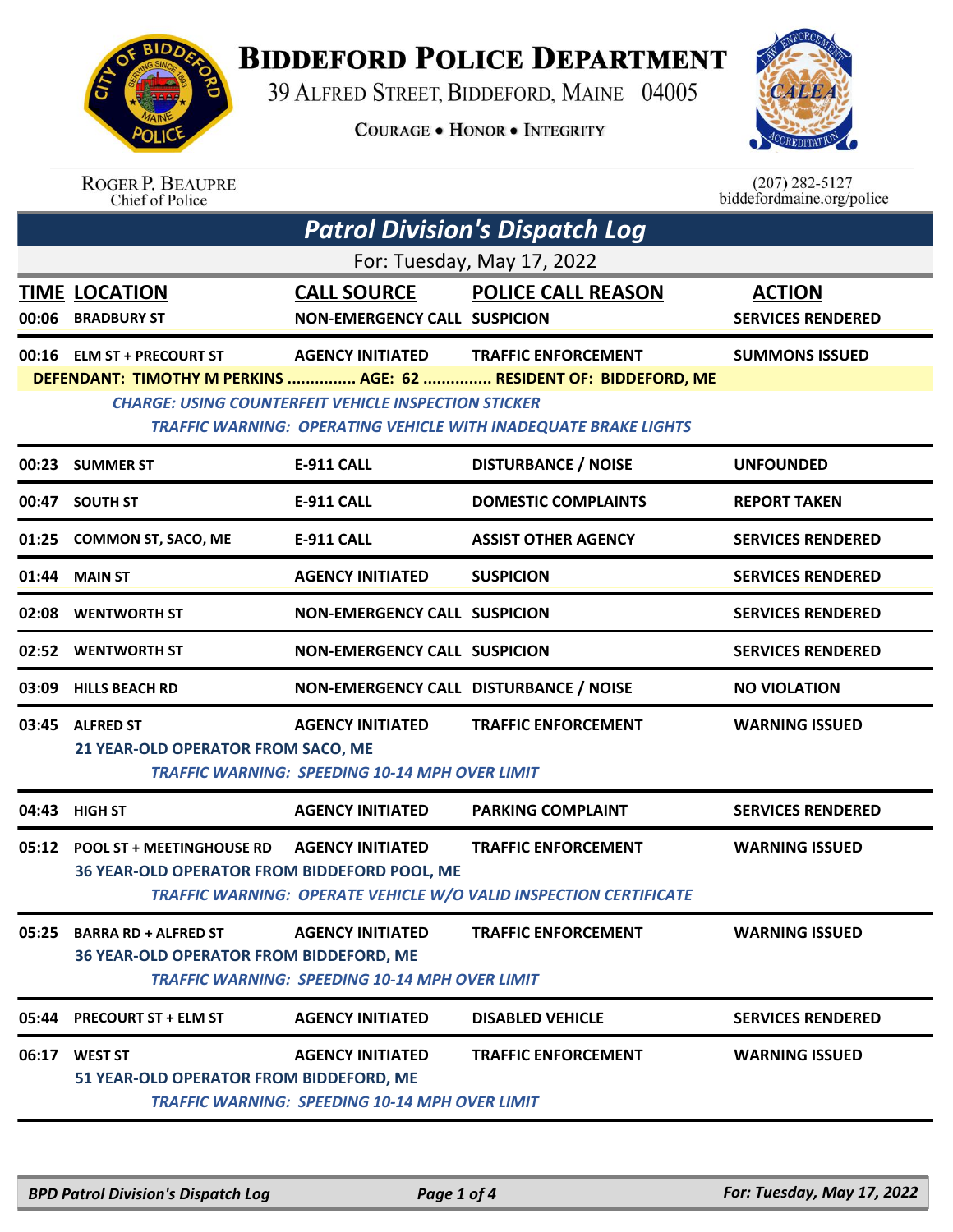# BIDDEFORD POLICE DEPARTMENT

39 ALFRED STREET, BIDDEFORD, MAINE 04005

COURAGE • HONOR • INTEGRITY

ROGER P. BEAUPRE
Chief of Police

(207) 282-5127
biddefordmaine.org/police

## Patrol Division's Dispatch Log

For: Tuesday, May 17, 2022

| TIME | LOCATION | CALL SOURCE | POLICE CALL REASON | ACTION |
|---|---|---|---|---|
| 00:06 | BRADBURY ST | NON-EMERGENCY CALL | SUSPICION | SERVICES RENDERED |
| 00:16 | ELM ST + PRECOURT ST | AGENCY INITIATED | TRAFFIC ENFORCEMENT | SUMMONS ISSUED |

DEFENDANT: TIMOTHY M PERKINS ............... AGE: 62 ............... RESIDENT OF: BIDDEFORD, ME

*CHARGE: USING COUNTERFEIT VEHICLE INSPECTION STICKER*

*TRAFFIC WARNING: OPERATING VEHICLE WITH INADEQUATE BRAKE LIGHTS*

| TIME | LOCATION | CALL SOURCE | POLICE CALL REASON | ACTION |
|---|---|---|---|---|
| 00:23 | SUMMER ST | E-911 CALL | DISTURBANCE / NOISE | UNFOUNDED |
| 00:47 | SOUTH ST | E-911 CALL | DOMESTIC COMPLAINTS | REPORT TAKEN |
| 01:25 | COMMON ST, SACO, ME | E-911 CALL | ASSIST OTHER AGENCY | SERVICES RENDERED |
| 01:44 | MAIN ST | AGENCY INITIATED | SUSPICION | SERVICES RENDERED |
| 02:08 | WENTWORTH ST | NON-EMERGENCY CALL | SUSPICION | SERVICES RENDERED |
| 02:52 | WENTWORTH ST | NON-EMERGENCY CALL | SUSPICION | SERVICES RENDERED |
| 03:09 | HILLS BEACH RD | NON-EMERGENCY CALL | DISTURBANCE / NOISE | NO VIOLATION |
| 03:45 | ALFRED ST | AGENCY INITIATED | TRAFFIC ENFORCEMENT | WARNING ISSUED |

21 YEAR-OLD OPERATOR FROM SACO, ME

*TRAFFIC WARNING: SPEEDING 10-14 MPH OVER LIMIT*

| TIME | LOCATION | CALL SOURCE | POLICE CALL REASON | ACTION |
|---|---|---|---|---|
| 04:43 | HIGH ST | AGENCY INITIATED | PARKING COMPLAINT | SERVICES RENDERED |
| 05:12 | POOL ST + MEETINGHOUSE RD | AGENCY INITIATED | TRAFFIC ENFORCEMENT | WARNING ISSUED |

36 YEAR-OLD OPERATOR FROM BIDDEFORD POOL, ME

*TRAFFIC WARNING: OPERATE VEHICLE W/O VALID INSPECTION CERTIFICATE*

| TIME | LOCATION | CALL SOURCE | POLICE CALL REASON | ACTION |
|---|---|---|---|---|
| 05:25 | BARRA RD + ALFRED ST | AGENCY INITIATED | TRAFFIC ENFORCEMENT | WARNING ISSUED |

36 YEAR-OLD OPERATOR FROM BIDDEFORD, ME

*TRAFFIC WARNING: SPEEDING 10-14 MPH OVER LIMIT*

| TIME | LOCATION | CALL SOURCE | POLICE CALL REASON | ACTION |
|---|---|---|---|---|
| 05:44 | PRECOURT ST + ELM ST | AGENCY INITIATED | DISABLED VEHICLE | SERVICES RENDERED |
| 06:17 | WEST ST | AGENCY INITIATED | TRAFFIC ENFORCEMENT | WARNING ISSUED |

51 YEAR-OLD OPERATOR FROM BIDDEFORD, ME

*TRAFFIC WARNING: SPEEDING 10-14 MPH OVER LIMIT*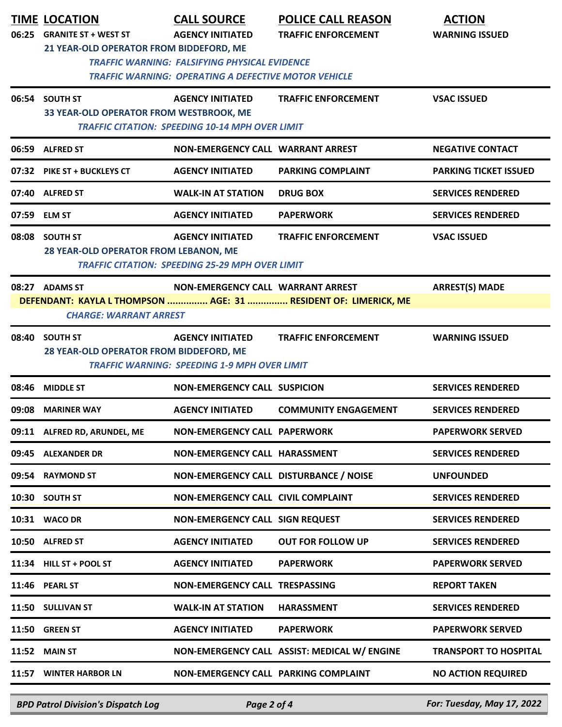| TIME | LOCATION | CALL SOURCE | POLICE CALL REASON | ACTION |
|---|---|---|---|---|
| 06:25 | GRANITE ST + WEST ST | AGENCY INITIATED | TRAFFIC ENFORCEMENT | WARNING ISSUED |
| | 21 YEAR-OLD OPERATOR FROM BIDDEFORD, ME | | | |
| | *TRAFFIC WARNING: FALSIFYING PHYSICAL EVIDENCE* | | | |
| | *TRAFFIC WARNING: OPERATING A DEFECTIVE MOTOR VEHICLE* | | | |
| 06:54 | SOUTH ST | AGENCY INITIATED | TRAFFIC ENFORCEMENT | VSAC ISSUED |
| | 33 YEAR-OLD OPERATOR FROM WESTBROOK, ME | | | |
| | *TRAFFIC CITATION: SPEEDING 10-14 MPH OVER LIMIT* | | | |
| 06:59 | ALFRED ST | NON-EMERGENCY CALL | WARRANT ARREST | NEGATIVE CONTACT |
| 07:32 | PIKE ST + BUCKLEYS CT | AGENCY INITIATED | PARKING COMPLAINT | PARKING TICKET ISSUED |
| 07:40 | ALFRED ST | WALK-IN AT STATION | DRUG BOX | SERVICES RENDERED |
| 07:59 | ELM ST | AGENCY INITIATED | PAPERWORK | SERVICES RENDERED |
| 08:08 | SOUTH ST | AGENCY INITIATED | TRAFFIC ENFORCEMENT | VSAC ISSUED |
| | 28 YEAR-OLD OPERATOR FROM LEBANON, ME | | | |
| | *TRAFFIC CITATION: SPEEDING 25-29 MPH OVER LIMIT* | | | |
| 08:27 | ADAMS ST | NON-EMERGENCY CALL | WARRANT ARREST | ARREST(S) MADE |
| | DEFENDANT: KAYLA L THOMPSON ............... AGE: 31 ............... RESIDENT OF: LIMERICK, ME | | | |
| | *CHARGE: WARRANT ARREST* | | | |
| 08:40 | SOUTH ST | AGENCY INITIATED | TRAFFIC ENFORCEMENT | WARNING ISSUED |
| | 28 YEAR-OLD OPERATOR FROM BIDDEFORD, ME | | | |
| | *TRAFFIC WARNING: SPEEDING 1-9 MPH OVER LIMIT* | | | |
| 08:46 | MIDDLE ST | NON-EMERGENCY CALL | SUSPICION | SERVICES RENDERED |
| 09:08 | MARINER WAY | AGENCY INITIATED | COMMUNITY ENGAGEMENT | SERVICES RENDERED |
| 09:11 | ALFRED RD, ARUNDEL, ME | NON-EMERGENCY CALL | PAPERWORK | PAPERWORK SERVED |
| 09:45 | ALEXANDER DR | NON-EMERGENCY CALL | HARASSMENT | SERVICES RENDERED |
| 09:54 | RAYMOND ST | NON-EMERGENCY CALL | DISTURBANCE / NOISE | UNFOUNDED |
| 10:30 | SOUTH ST | NON-EMERGENCY CALL | CIVIL COMPLAINT | SERVICES RENDERED |
| 10:31 | WACO DR | NON-EMERGENCY CALL | SIGN REQUEST | SERVICES RENDERED |
| 10:50 | ALFRED ST | AGENCY INITIATED | OUT FOR FOLLOW UP | SERVICES RENDERED |
| 11:34 | HILL ST + POOL ST | AGENCY INITIATED | PAPERWORK | PAPERWORK SERVED |
| 11:46 | PEARL ST | NON-EMERGENCY CALL | TRESPASSING | REPORT TAKEN |
| 11:50 | SULLIVAN ST | WALK-IN AT STATION | HARASSMENT | SERVICES RENDERED |
| 11:50 | GREEN ST | AGENCY INITIATED | PAPERWORK | PAPERWORK SERVED |
| 11:52 | MAIN ST | NON-EMERGENCY CALL | ASSIST: MEDICAL W/ ENGINE | TRANSPORT TO HOSPITAL |
| 11:57 | WINTER HARBOR LN | NON-EMERGENCY CALL | PARKING COMPLAINT | NO ACTION REQUIRED |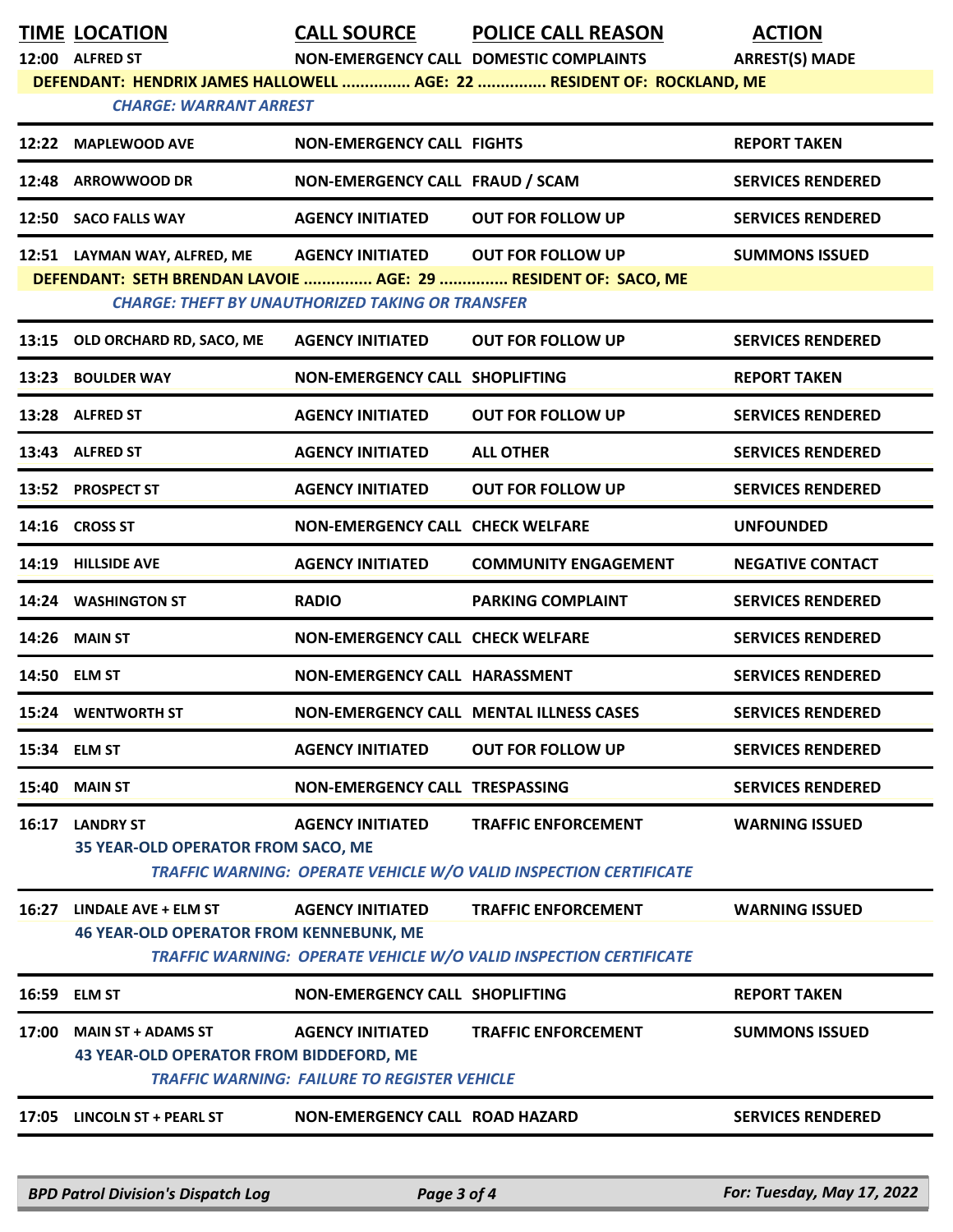| TIME | LOCATION | CALL SOURCE | POLICE CALL REASON | ACTION |
|---|---|---|---|---|
| 12:00 | ALFRED ST | NON-EMERGENCY CALL | DOMESTIC COMPLAINTS | ARREST(S) MADE |
| | DEFENDANT: HENDRIX JAMES HALLOWELL ............... AGE: 22 ............... RESIDENT OF: ROCKLAND, ME | | | |
| | *CHARGE: WARRANT ARREST* | | | |
| 12:22 | MAPLEWOOD AVE | NON-EMERGENCY CALL | FIGHTS | REPORT TAKEN |
| 12:48 | ARROWWOOD DR | NON-EMERGENCY CALL | FRAUD / SCAM | SERVICES RENDERED |
| 12:50 | SACO FALLS WAY | AGENCY INITIATED | OUT FOR FOLLOW UP | SERVICES RENDERED |
| 12:51 | LAYMAN WAY, ALFRED, ME | AGENCY INITIATED | OUT FOR FOLLOW UP | SUMMONS ISSUED |
| | DEFENDANT: SETH BRENDAN LAVOIE ............... AGE: 29 ............... RESIDENT OF: SACO, ME | | | |
| | *CHARGE: THEFT BY UNAUTHORIZED TAKING OR TRANSFER* | | | |
| 13:15 | OLD ORCHARD RD, SACO, ME | AGENCY INITIATED | OUT FOR FOLLOW UP | SERVICES RENDERED |
| 13:23 | BOULDER WAY | NON-EMERGENCY CALL | SHOPLIFTING | REPORT TAKEN |
| 13:28 | ALFRED ST | AGENCY INITIATED | OUT FOR FOLLOW UP | SERVICES RENDERED |
| 13:43 | ALFRED ST | AGENCY INITIATED | ALL OTHER | SERVICES RENDERED |
| 13:52 | PROSPECT ST | AGENCY INITIATED | OUT FOR FOLLOW UP | SERVICES RENDERED |
| 14:16 | CROSS ST | NON-EMERGENCY CALL | CHECK WELFARE | UNFOUNDED |
| 14:19 | HILLSIDE AVE | AGENCY INITIATED | COMMUNITY ENGAGEMENT | NEGATIVE CONTACT |
| 14:24 | WASHINGTON ST | RADIO | PARKING COMPLAINT | SERVICES RENDERED |
| 14:26 | MAIN ST | NON-EMERGENCY CALL | CHECK WELFARE | SERVICES RENDERED |
| 14:50 | ELM ST | NON-EMERGENCY CALL | HARASSMENT | SERVICES RENDERED |
| 15:24 | WENTWORTH ST | NON-EMERGENCY CALL | MENTAL ILLNESS CASES | SERVICES RENDERED |
| 15:34 | ELM ST | AGENCY INITIATED | OUT FOR FOLLOW UP | SERVICES RENDERED |
| 15:40 | MAIN ST | NON-EMERGENCY CALL | TRESPASSING | SERVICES RENDERED |
| 16:17 | LANDRY ST | AGENCY INITIATED | TRAFFIC ENFORCEMENT | WARNING ISSUED |
| | 35 YEAR-OLD OPERATOR FROM SACO, ME | | | |
| | | | *TRAFFIC WARNING: OPERATE VEHICLE W/O VALID INSPECTION CERTIFICATE* | |
| 16:27 | LINDALE AVE + ELM ST | AGENCY INITIATED | TRAFFIC ENFORCEMENT | WARNING ISSUED |
| | 46 YEAR-OLD OPERATOR FROM KENNEBUNK, ME | | | |
| | | | *TRAFFIC WARNING: OPERATE VEHICLE W/O VALID INSPECTION CERTIFICATE* | |
| 16:59 | ELM ST | NON-EMERGENCY CALL | SHOPLIFTING | REPORT TAKEN |
| 17:00 | MAIN ST + ADAMS ST | AGENCY INITIATED | TRAFFIC ENFORCEMENT | SUMMONS ISSUED |
| | 43 YEAR-OLD OPERATOR FROM BIDDEFORD, ME | | | |
| | *TRAFFIC WARNING: FAILURE TO REGISTER VEHICLE* | | | |
| 17:05 | LINCOLN ST + PEARL ST | NON-EMERGENCY CALL | ROAD HAZARD | SERVICES RENDERED |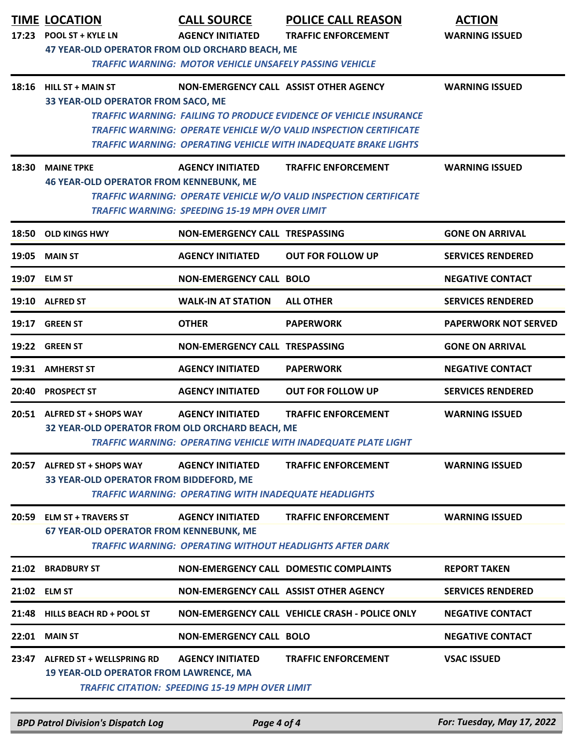| TIME | LOCATION | CALL SOURCE | POLICE CALL REASON | ACTION |
|---|---|---|---|---|
| 17:23 | POOL ST + KYLE LN | AGENCY INITIATED | TRAFFIC ENFORCEMENT | WARNING ISSUED |
| | 47 YEAR-OLD OPERATOR FROM OLD ORCHARD BEACH, ME | | | |
| | *TRAFFIC WARNING: MOTOR VEHICLE UNSAFELY PASSING VEHICLE* | | | |
| 18:16 | HILL ST + MAIN ST | NON-EMERGENCY CALL | ASSIST OTHER AGENCY | WARNING ISSUED |
| | 33 YEAR-OLD OPERATOR FROM SACO, ME | | | |
| | *TRAFFIC WARNING: FAILING TO PRODUCE EVIDENCE OF VEHICLE INSURANCE* | | | |
| | *TRAFFIC WARNING: OPERATE VEHICLE W/O VALID INSPECTION CERTIFICATE* | | | |
| | *TRAFFIC WARNING: OPERATING VEHICLE WITH INADEQUATE BRAKE LIGHTS* | | | |
| 18:30 | MAINE TPKE | AGENCY INITIATED | TRAFFIC ENFORCEMENT | WARNING ISSUED |
| | 46 YEAR-OLD OPERATOR FROM KENNEBUNK, ME | | | |
| | *TRAFFIC WARNING: OPERATE VEHICLE W/O VALID INSPECTION CERTIFICATE* | | | |
| | *TRAFFIC WARNING: SPEEDING 15-19 MPH OVER LIMIT* | | | |
| 18:50 | OLD KINGS HWY | NON-EMERGENCY CALL | TRESPASSING | GONE ON ARRIVAL |
| 19:05 | MAIN ST | AGENCY INITIATED | OUT FOR FOLLOW UP | SERVICES RENDERED |
| 19:07 | ELM ST | NON-EMERGENCY CALL | BOLO | NEGATIVE CONTACT |
| 19:10 | ALFRED ST | WALK-IN AT STATION | ALL OTHER | SERVICES RENDERED |
| 19:17 | GREEN ST | OTHER | PAPERWORK | PAPERWORK NOT SERVED |
| 19:22 | GREEN ST | NON-EMERGENCY CALL | TRESPASSING | GONE ON ARRIVAL |
| 19:31 | AMHERST ST | AGENCY INITIATED | PAPERWORK | NEGATIVE CONTACT |
| 20:40 | PROSPECT ST | AGENCY INITIATED | OUT FOR FOLLOW UP | SERVICES RENDERED |
| 20:51 | ALFRED ST + SHOPS WAY | AGENCY INITIATED | TRAFFIC ENFORCEMENT | WARNING ISSUED |
| | 32 YEAR-OLD OPERATOR FROM OLD ORCHARD BEACH, ME | | | |
| | *TRAFFIC WARNING: OPERATING VEHICLE WITH INADEQUATE PLATE LIGHT* | | | |
| 20:57 | ALFRED ST + SHOPS WAY | AGENCY INITIATED | TRAFFIC ENFORCEMENT | WARNING ISSUED |
| | 33 YEAR-OLD OPERATOR FROM BIDDEFORD, ME | | | |
| | *TRAFFIC WARNING: OPERATING WITH INADEQUATE HEADLIGHTS* | | | |
| 20:59 | ELM ST + TRAVERS ST | AGENCY INITIATED | TRAFFIC ENFORCEMENT | WARNING ISSUED |
| | 67 YEAR-OLD OPERATOR FROM KENNEBUNK, ME | | | |
| | *TRAFFIC WARNING: OPERATING WITHOUT HEADLIGHTS AFTER DARK* | | | |
| 21:02 | BRADBURY ST | NON-EMERGENCY CALL | DOMESTIC COMPLAINTS | REPORT TAKEN |
| 21:02 | ELM ST | NON-EMERGENCY CALL | ASSIST OTHER AGENCY | SERVICES RENDERED |
| 21:48 | HILLS BEACH RD + POOL ST | NON-EMERGENCY CALL | VEHICLE CRASH - POLICE ONLY | NEGATIVE CONTACT |
| 22:01 | MAIN ST | NON-EMERGENCY CALL | BOLO | NEGATIVE CONTACT |
| 23:47 | ALFRED ST + WELLSPRING RD | AGENCY INITIATED | TRAFFIC ENFORCEMENT | VSAC ISSUED |
| | 19 YEAR-OLD OPERATOR FROM LAWRENCE, MA | | | |
| | *TRAFFIC CITATION: SPEEDING 15-19 MPH OVER LIMIT* | | | |